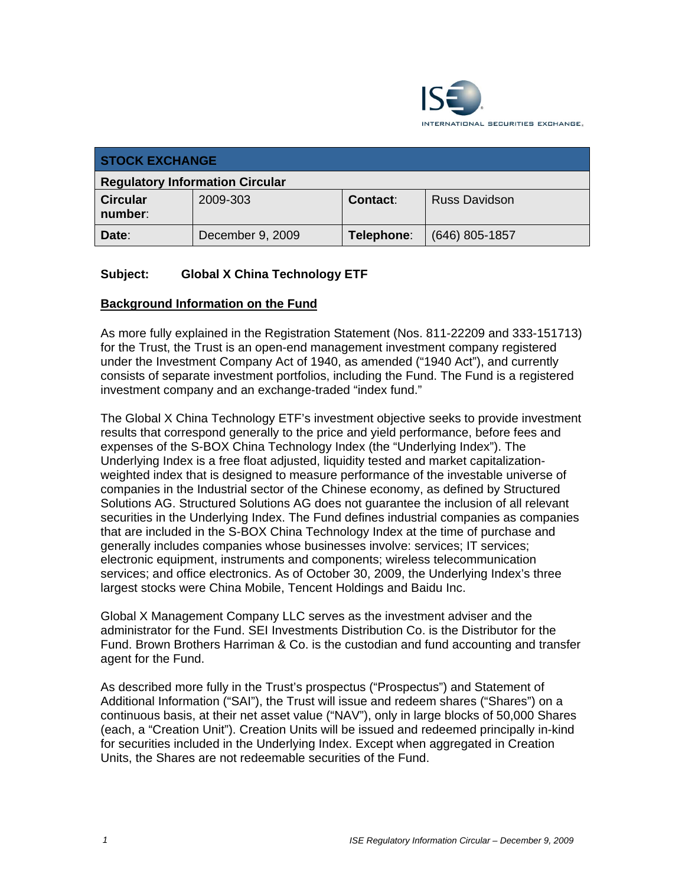INTERNATIONAL SECURITIES EXCHANGE.

| STOCK EXCHANGE | | | |
|---|---|---|---|
| **Regulatory Information Circular** | | | |
| **Circular number:** | 2009-303 | **Contact:** | Russ Davidson |
| **Date:** | December 9, 2009 | **Telephone:** | (646) 805-1857 |

**Subject: Global X China Technology ETF**

**Background Information on the Fund**

As more fully explained in the Registration Statement (Nos. 811-22209 and 333-151713) for the Trust, the Trust is an open-end management investment company registered under the Investment Company Act of 1940, as amended ("1940 Act"), and currently consists of separate investment portfolios, including the Fund. The Fund is a registered investment company and an exchange-traded "index fund."

The Global X China Technology ETF's investment objective seeks to provide investment results that correspond generally to the price and yield performance, before fees and expenses of the S-BOX China Technology Index (the "Underlying Index"). The Underlying Index is a free float adjusted, liquidity tested and market capitalization-weighted index that is designed to measure performance of the investable universe of companies in the Industrial sector of the Chinese economy, as defined by Structured Solutions AG. Structured Solutions AG does not guarantee the inclusion of all relevant securities in the Underlying Index. The Fund defines industrial companies as companies that are included in the S-BOX China Technology Index at the time of purchase and generally includes companies whose businesses involve: services; IT services; electronic equipment, instruments and components; wireless telecommunication services; and office electronics. As of October 30, 2009, the Underlying Index's three largest stocks were China Mobile, Tencent Holdings and Baidu Inc.

Global X Management Company LLC serves as the investment adviser and the administrator for the Fund. SEI Investments Distribution Co. is the Distributor for the Fund. Brown Brothers Harriman & Co. is the custodian and fund accounting and transfer agent for the Fund.

As described more fully in the Trust's prospectus ("Prospectus") and Statement of Additional Information ("SAI"), the Trust will issue and redeem shares ("Shares") on a continuous basis, at their net asset value ("NAV"), only in large blocks of 50,000 Shares (each, a "Creation Unit"). Creation Units will be issued and redeemed principally in-kind for securities included in the Underlying Index. Except when aggregated in Creation Units, the Shares are not redeemable securities of the Fund.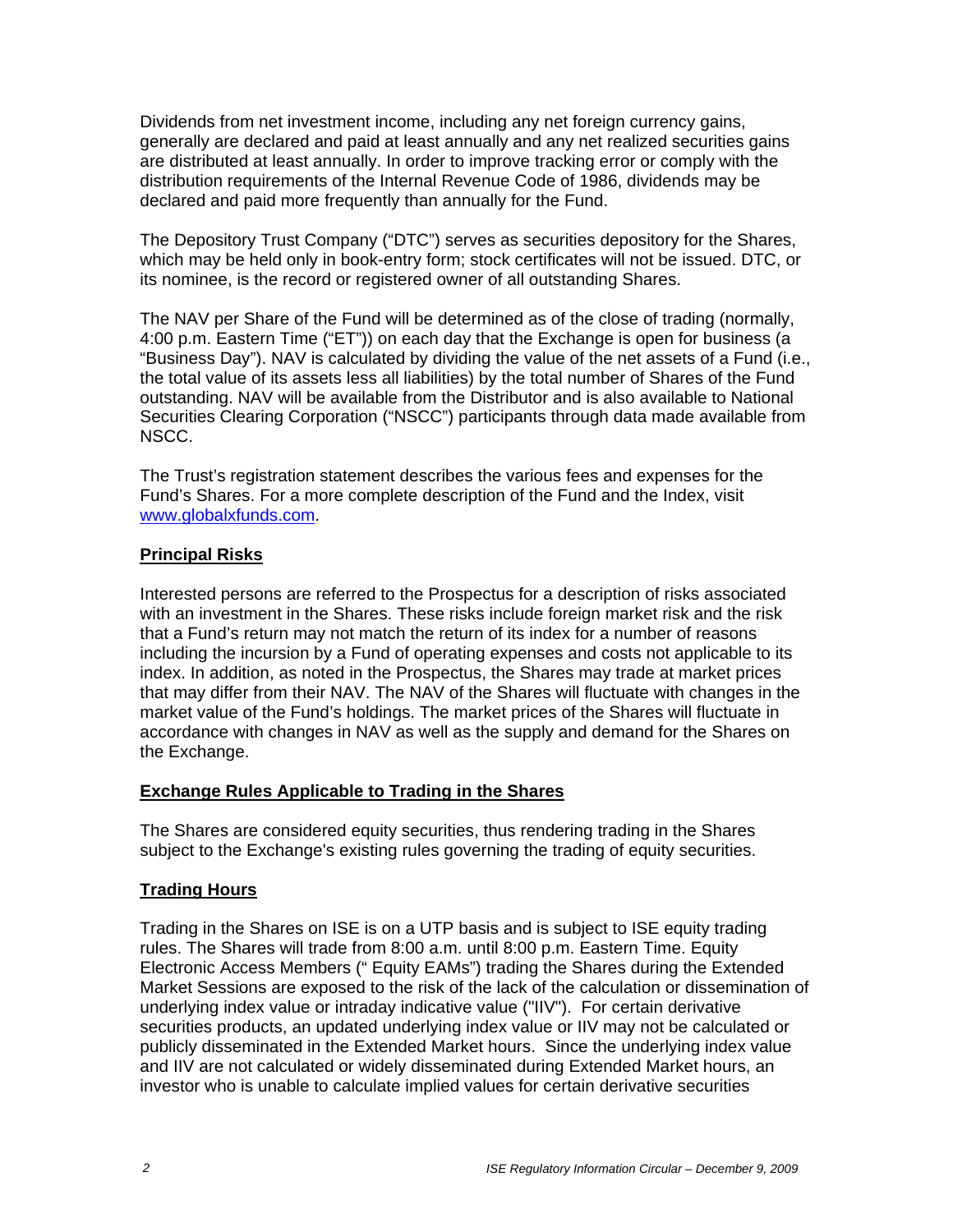Dividends from net investment income, including any net foreign currency gains, generally are declared and paid at least annually and any net realized securities gains are distributed at least annually. In order to improve tracking error or comply with the distribution requirements of the Internal Revenue Code of 1986, dividends may be declared and paid more frequently than annually for the Fund.

The Depository Trust Company ("DTC") serves as securities depository for the Shares, which may be held only in book-entry form; stock certificates will not be issued. DTC, or its nominee, is the record or registered owner of all outstanding Shares.

The NAV per Share of the Fund will be determined as of the close of trading (normally, 4:00 p.m. Eastern Time ("ET")) on each day that the Exchange is open for business (a "Business Day"). NAV is calculated by dividing the value of the net assets of a Fund (i.e., the total value of its assets less all liabilities) by the total number of Shares of the Fund outstanding. NAV will be available from the Distributor and is also available to National Securities Clearing Corporation ("NSCC") participants through data made available from NSCC.

The Trust's registration statement describes the various fees and expenses for the Fund's Shares. For a more complete description of the Fund and the Index, visit www.globalxfunds.com.

## Principal Risks

Interested persons are referred to the Prospectus for a description of risks associated with an investment in the Shares. These risks include foreign market risk and the risk that a Fund's return may not match the return of its index for a number of reasons including the incursion by a Fund of operating expenses and costs not applicable to its index. In addition, as noted in the Prospectus, the Shares may trade at market prices that may differ from their NAV. The NAV of the Shares will fluctuate with changes in the market value of the Fund's holdings. The market prices of the Shares will fluctuate in accordance with changes in NAV as well as the supply and demand for the Shares on the Exchange.

## Exchange Rules Applicable to Trading in the Shares

The Shares are considered equity securities, thus rendering trading in the Shares subject to the Exchange's existing rules governing the trading of equity securities.

## Trading Hours

Trading in the Shares on ISE is on a UTP basis and is subject to ISE equity trading rules. The Shares will trade from 8:00 a.m. until 8:00 p.m. Eastern Time. Equity Electronic Access Members (" Equity EAMs") trading the Shares during the Extended Market Sessions are exposed to the risk of the lack of the calculation or dissemination of underlying index value or intraday indicative value ("IIV"). For certain derivative securities products, an updated underlying index value or IIV may not be calculated or publicly disseminated in the Extended Market hours. Since the underlying index value and IIV are not calculated or widely disseminated during Extended Market hours, an investor who is unable to calculate implied values for certain derivative securities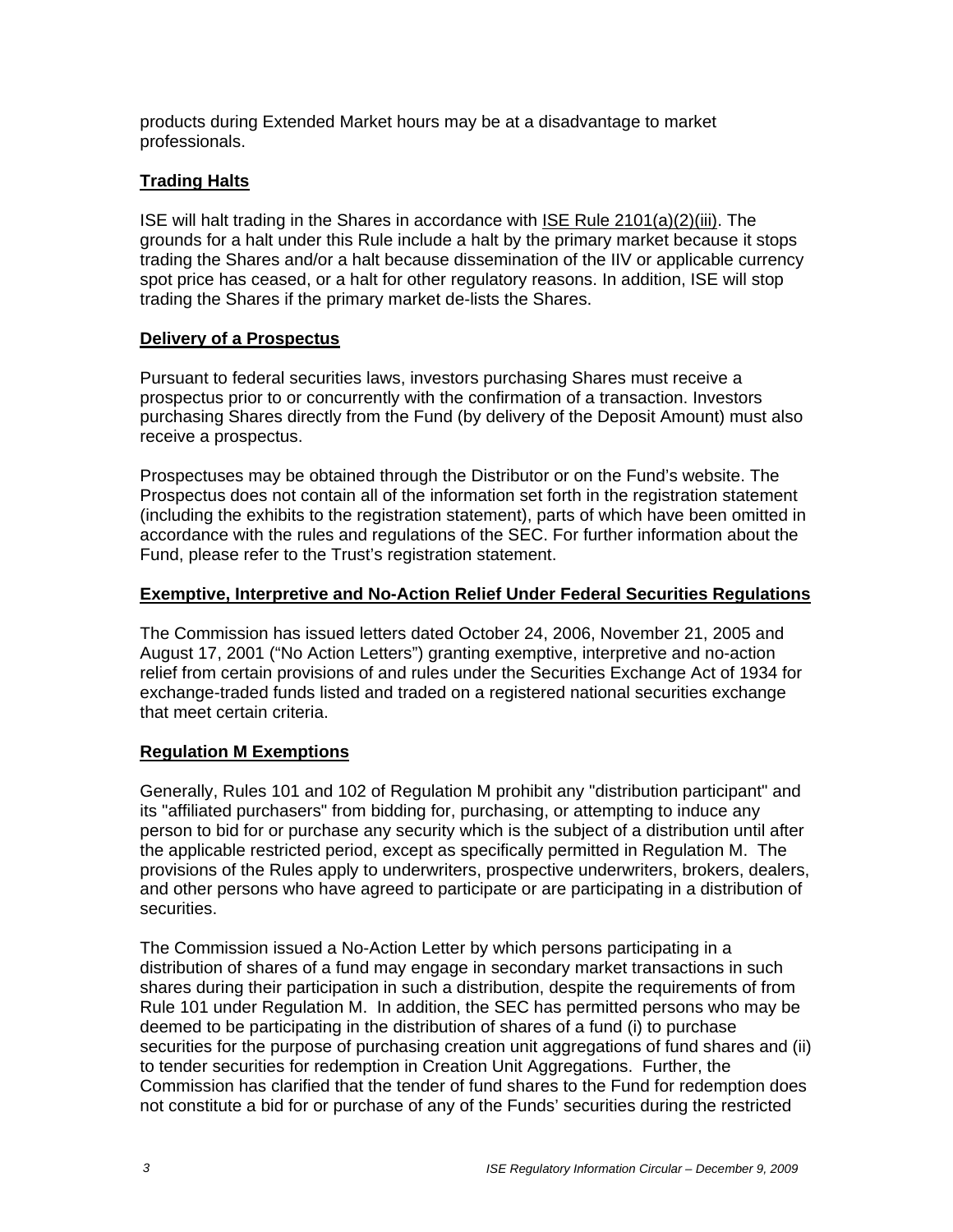products during Extended Market hours may be at a disadvantage to market professionals.

## Trading Halts

ISE will halt trading in the Shares in accordance with ISE Rule 2101(a)(2)(iii). The grounds for a halt under this Rule include a halt by the primary market because it stops trading the Shares and/or a halt because dissemination of the IIV or applicable currency spot price has ceased, or a halt for other regulatory reasons. In addition, ISE will stop trading the Shares if the primary market de-lists the Shares.

## Delivery of a Prospectus

Pursuant to federal securities laws, investors purchasing Shares must receive a prospectus prior to or concurrently with the confirmation of a transaction. Investors purchasing Shares directly from the Fund (by delivery of the Deposit Amount) must also receive a prospectus.

Prospectuses may be obtained through the Distributor or on the Fund's website. The Prospectus does not contain all of the information set forth in the registration statement (including the exhibits to the registration statement), parts of which have been omitted in accordance with the rules and regulations of the SEC. For further information about the Fund, please refer to the Trust's registration statement.

## Exemptive, Interpretive and No-Action Relief Under Federal Securities Regulations

The Commission has issued letters dated October 24, 2006, November 21, 2005 and August 17, 2001 ("No Action Letters") granting exemptive, interpretive and no-action relief from certain provisions of and rules under the Securities Exchange Act of 1934 for exchange-traded funds listed and traded on a registered national securities exchange that meet certain criteria.

## Regulation M Exemptions

Generally, Rules 101 and 102 of Regulation M prohibit any "distribution participant" and its "affiliated purchasers" from bidding for, purchasing, or attempting to induce any person to bid for or purchase any security which is the subject of a distribution until after the applicable restricted period, except as specifically permitted in Regulation M. The provisions of the Rules apply to underwriters, prospective underwriters, brokers, dealers, and other persons who have agreed to participate or are participating in a distribution of securities.

The Commission issued a No-Action Letter by which persons participating in a distribution of shares of a fund may engage in secondary market transactions in such shares during their participation in such a distribution, despite the requirements of from Rule 101 under Regulation M. In addition, the SEC has permitted persons who may be deemed to be participating in the distribution of shares of a fund (i) to purchase securities for the purpose of purchasing creation unit aggregations of fund shares and (ii) to tender securities for redemption in Creation Unit Aggregations. Further, the Commission has clarified that the tender of fund shares to the Fund for redemption does not constitute a bid for or purchase of any of the Funds' securities during the restricted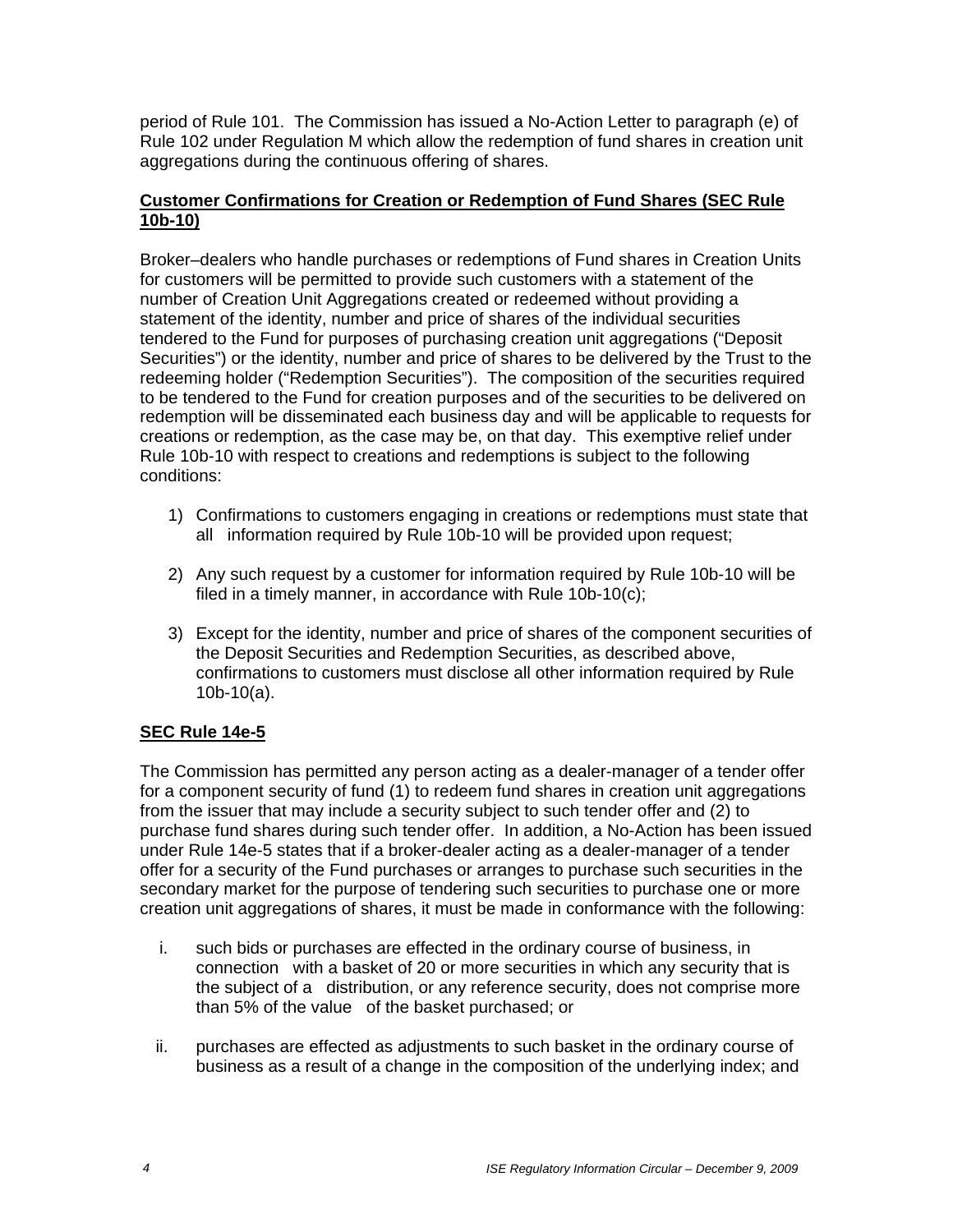period of Rule 101. The Commission has issued a No-Action Letter to paragraph (e) of Rule 102 under Regulation M which allow the redemption of fund shares in creation unit aggregations during the continuous offering of shares.

**Customer Confirmations for Creation or Redemption of Fund Shares (SEC Rule 10b-10)**

Broker–dealers who handle purchases or redemptions of Fund shares in Creation Units for customers will be permitted to provide such customers with a statement of the number of Creation Unit Aggregations created or redeemed without providing a statement of the identity, number and price of shares of the individual securities tendered to the Fund for purposes of purchasing creation unit aggregations ("Deposit Securities") or the identity, number and price of shares to be delivered by the Trust to the redeeming holder ("Redemption Securities"). The composition of the securities required to be tendered to the Fund for creation purposes and of the securities to be delivered on redemption will be disseminated each business day and will be applicable to requests for creations or redemption, as the case may be, on that day. This exemptive relief under Rule 10b-10 with respect to creations and redemptions is subject to the following conditions:

1) Confirmations to customers engaging in creations or redemptions must state that all information required by Rule 10b-10 will be provided upon request;

2) Any such request by a customer for information required by Rule 10b-10 will be filed in a timely manner, in accordance with Rule 10b-10(c);

3) Except for the identity, number and price of shares of the component securities of the Deposit Securities and Redemption Securities, as described above, confirmations to customers must disclose all other information required by Rule 10b-10(a).

**SEC Rule 14e-5**

The Commission has permitted any person acting as a dealer-manager of a tender offer for a component security of fund (1) to redeem fund shares in creation unit aggregations from the issuer that may include a security subject to such tender offer and (2) to purchase fund shares during such tender offer. In addition, a No-Action has been issued under Rule 14e-5 states that if a broker-dealer acting as a dealer-manager of a tender offer for a security of the Fund purchases or arranges to purchase such securities in the secondary market for the purpose of tendering such securities to purchase one or more creation unit aggregations of shares, it must be made in conformance with the following:

i. such bids or purchases are effected in the ordinary course of business, in connection with a basket of 20 or more securities in which any security that is the subject of a distribution, or any reference security, does not comprise more than 5% of the value of the basket purchased; or

ii. purchases are effected as adjustments to such basket in the ordinary course of business as a result of a change in the composition of the underlying index; and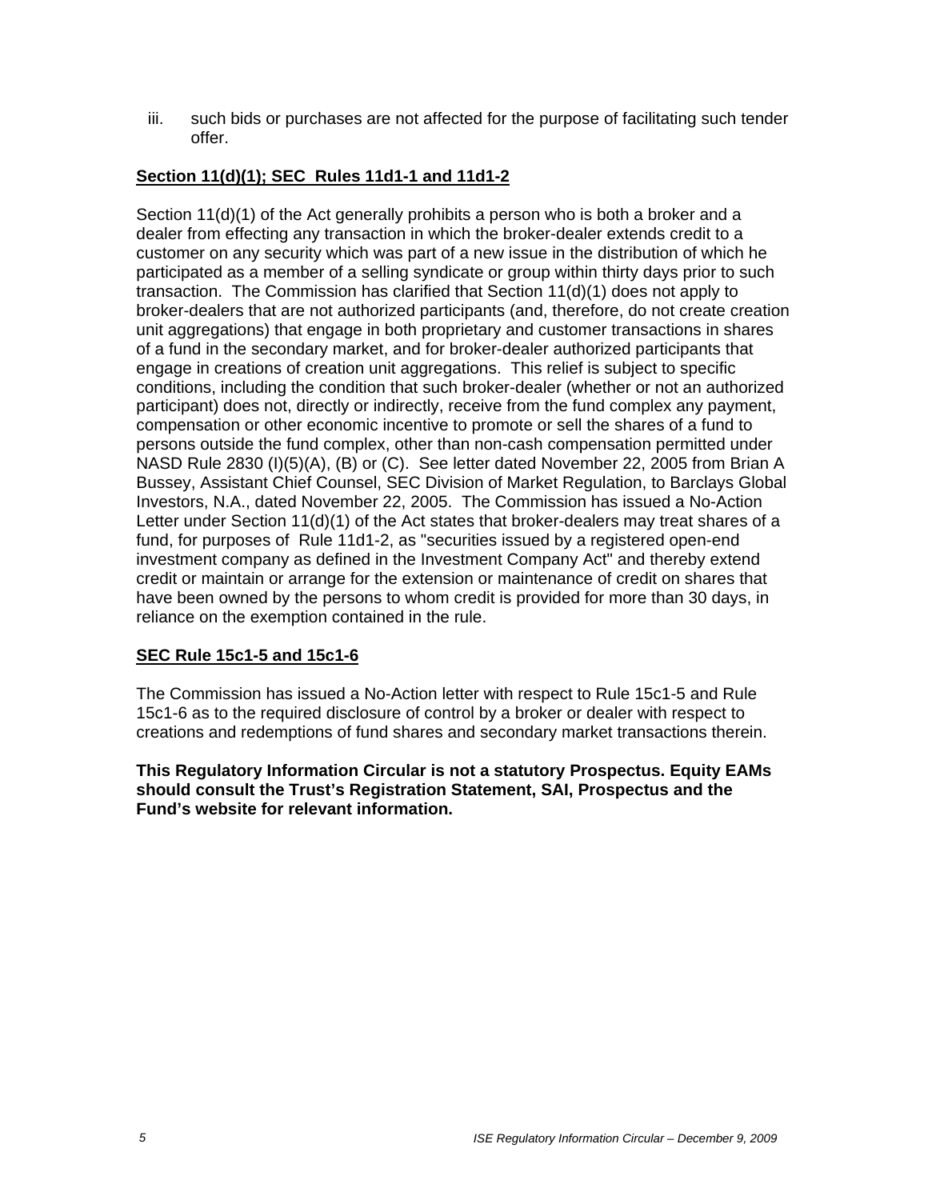iii. such bids or purchases are not affected for the purpose of facilitating such tender offer.

**<u>Section 11(d)(1); SEC Rules 11d1-1 and 11d1-2</u>**

Section 11(d)(1) of the Act generally prohibits a person who is both a broker and a dealer from effecting any transaction in which the broker-dealer extends credit to a customer on any security which was part of a new issue in the distribution of which he participated as a member of a selling syndicate or group within thirty days prior to such transaction. The Commission has clarified that Section 11(d)(1) does not apply to broker-dealers that are not authorized participants (and, therefore, do not create creation unit aggregations) that engage in both proprietary and customer transactions in shares of a fund in the secondary market, and for broker-dealer authorized participants that engage in creations of creation unit aggregations. This relief is subject to specific conditions, including the condition that such broker-dealer (whether or not an authorized participant) does not, directly or indirectly, receive from the fund complex any payment, compensation or other economic incentive to promote or sell the shares of a fund to persons outside the fund complex, other than non-cash compensation permitted under NASD Rule 2830 (I)(5)(A), (B) or (C). See letter dated November 22, 2005 from Brian A Bussey, Assistant Chief Counsel, SEC Division of Market Regulation, to Barclays Global Investors, N.A., dated November 22, 2005. The Commission has issued a No-Action Letter under Section 11(d)(1) of the Act states that broker-dealers may treat shares of a fund, for purposes of Rule 11d1-2, as "securities issued by a registered open-end investment company as defined in the Investment Company Act" and thereby extend credit or maintain or arrange for the extension or maintenance of credit on shares that have been owned by the persons to whom credit is provided for more than 30 days, in reliance on the exemption contained in the rule.

**<u>SEC Rule 15c1-5 and 15c1-6</u>**

The Commission has issued a No-Action letter with respect to Rule 15c1-5 and Rule 15c1-6 as to the required disclosure of control by a broker or dealer with respect to creations and redemptions of fund shares and secondary market transactions therein.

**This Regulatory Information Circular is not a statutory Prospectus. Equity EAMs should consult the Trust's Registration Statement, SAI, Prospectus and the Fund's website for relevant information.**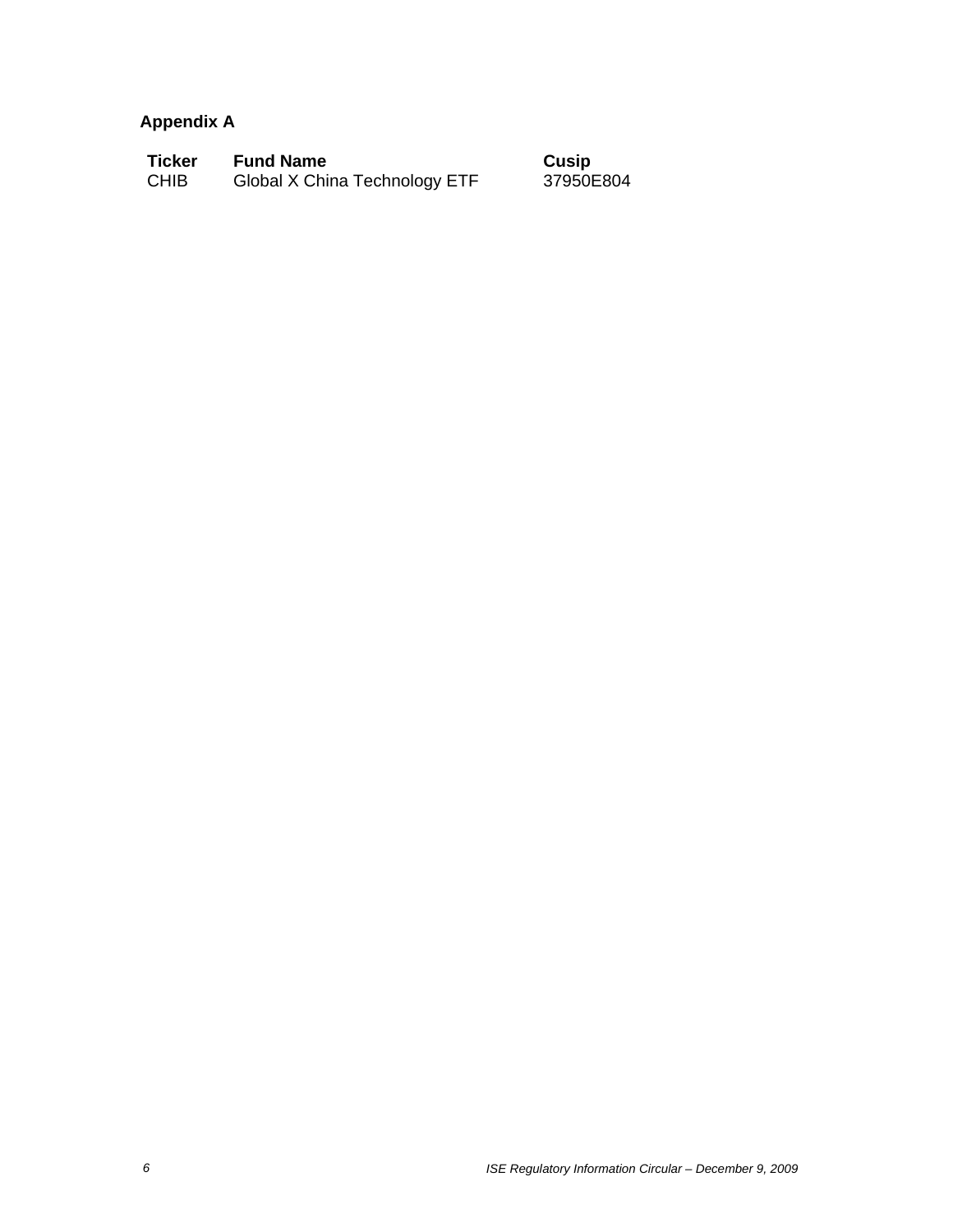## Appendix A

| Ticker | Fund Name | Cusip |
|---|---|---|
| CHIB | Global X China Technology ETF | 37950E804 |